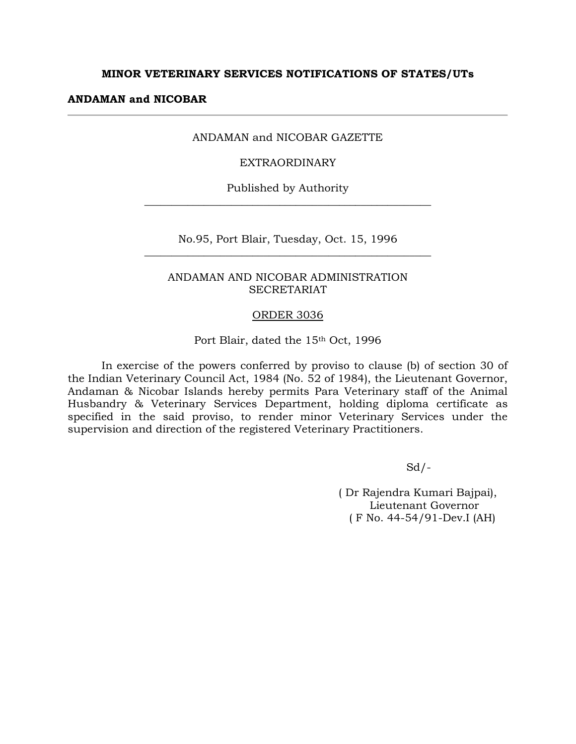**MINOR VETERINARY SERVICES NOTIFICATIONS OF STATES/UTs**

**ANDAMAN and NICOBAR**

---

ANDAMAN and NICOBAR GAZETTE

EXTRAORDINARY

Published by Authority

---

No.95, Port Blair, Tuesday, Oct. 15, 1996

---

ANDAMAN AND NICOBAR ADMINISTRATION SECRETARIAT

ORDER 3036

Port Blair, dated the 15th Oct, 1996

In exercise of the powers conferred by proviso to clause (b) of section 30 of the Indian Veterinary Council Act, 1984 (No. 52 of 1984), the Lieutenant Governor, Andaman & Nicobar Islands hereby permits Para Veterinary staff of the Animal Husbandry & Veterinary Services Department, holding diploma certificate as specified in the said proviso, to render minor Veterinary Services under the supervision and direction of the registered Veterinary Practitioners.

Sd/-

( Dr Rajendra Kumari Bajpai),
Lieutenant Governor
( F No. 44-54/91-Dev.I (AH)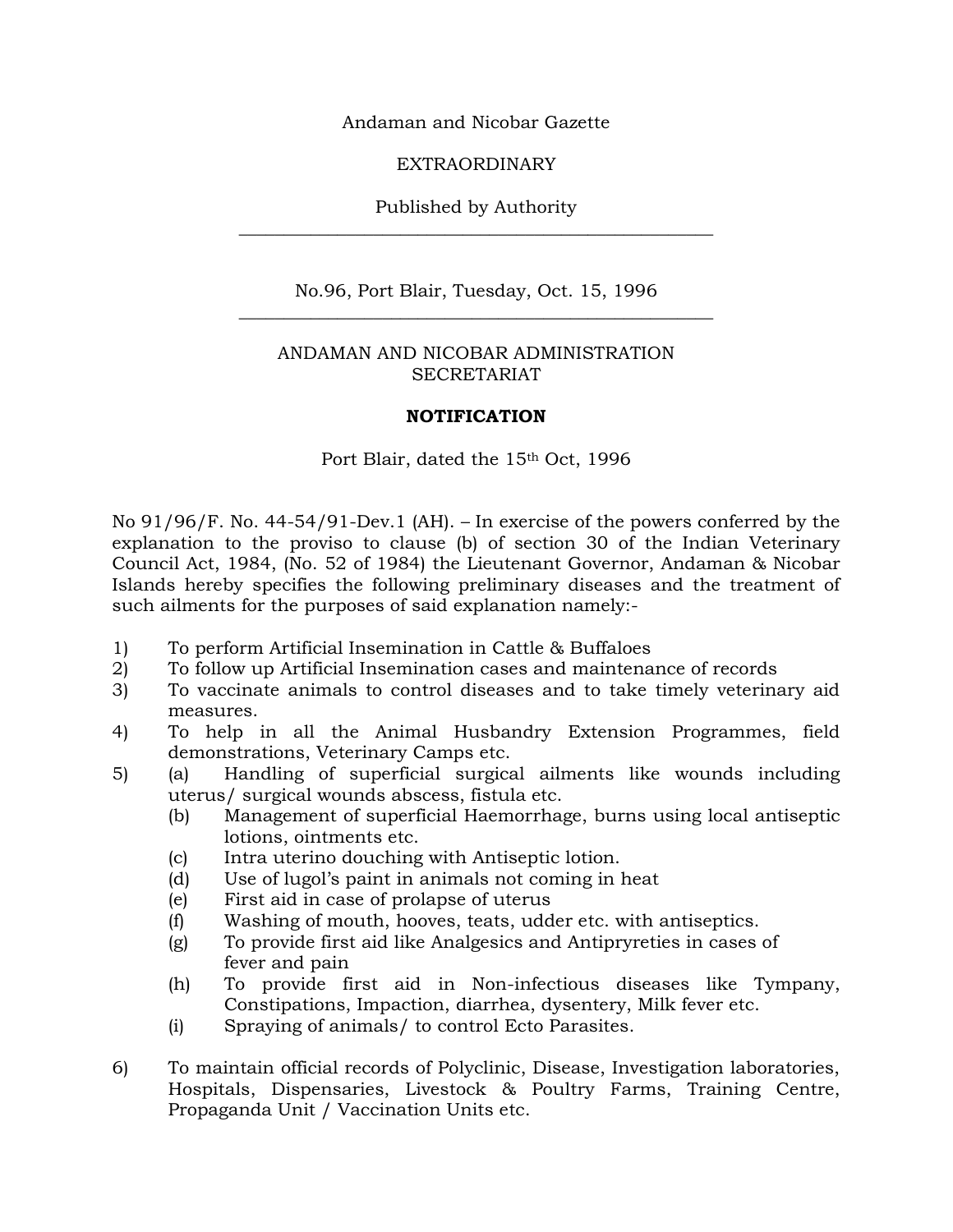Andaman and Nicobar Gazette

EXTRAORDINARY

Published by Authority

---

No.96, Port Blair, Tuesday, Oct. 15, 1996

---

ANDAMAN AND NICOBAR ADMINISTRATION
SECRETARIAT

**NOTIFICATION**

Port Blair, dated the 15th Oct, 1996

No 91/96/F. No. 44-54/91-Dev.1 (AH). – In exercise of the powers conferred by the explanation to the proviso to clause (b) of section 30 of the Indian Veterinary Council Act, 1984, (No. 52 of 1984) the Lieutenant Governor, Andaman & Nicobar Islands hereby specifies the following preliminary diseases and the treatment of such ailments for the purposes of said explanation namely:-

1) To perform Artificial Insemination in Cattle & Buffaloes
2) To follow up Artificial Insemination cases and maintenance of records
3) To vaccinate animals to control diseases and to take timely veterinary aid measures.
4) To help in all the Animal Husbandry Extension Programmes, field demonstrations, Veterinary Camps etc.
5) (a) Handling of superficial surgical ailments like wounds including uterus/ surgical wounds abscess, fistula etc.
   (b) Management of superficial Haemorrhage, burns using local antiseptic lotions, ointments etc.
   (c) Intra uterino douching with Antiseptic lotion.
   (d) Use of lugol's paint in animals not coming in heat
   (e) First aid in case of prolapse of uterus
   (f) Washing of mouth, hooves, teats, udder etc. with antiseptics.
   (g) To provide first aid like Analgesics and Antipryreties in cases of fever and pain
   (h) To provide first aid in Non-infectious diseases like Tympany, Constipations, Impaction, diarrhea, dysentery, Milk fever etc.
   (i) Spraying of animals/ to control Ecto Parasites.

6) To maintain official records of Polyclinic, Disease, Investigation laboratories, Hospitals, Dispensaries, Livestock & Poultry Farms, Training Centre, Propaganda Unit / Vaccination Units etc.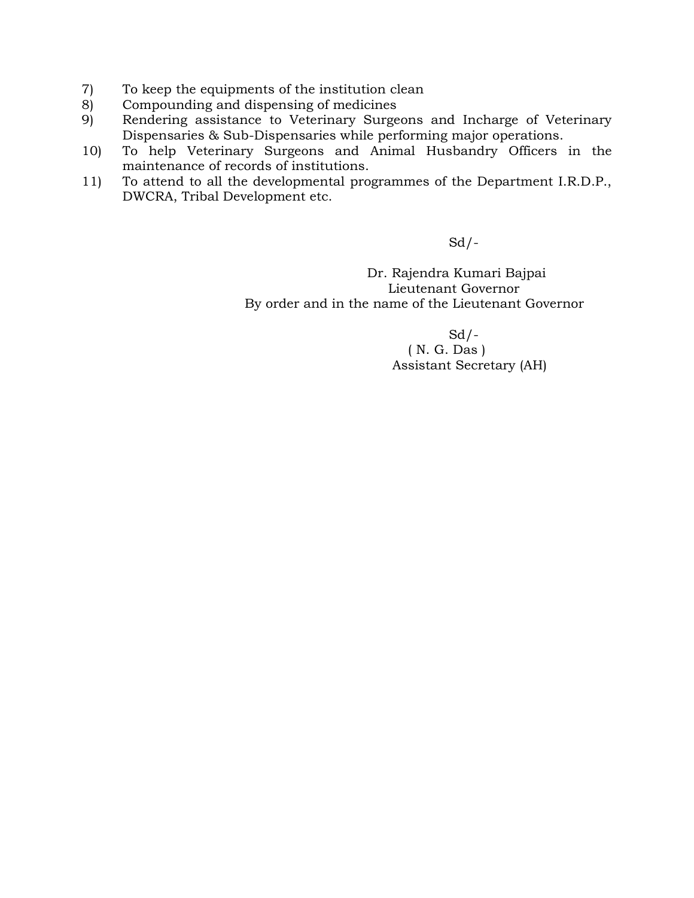7) To keep the equipments of the institution clean

8) Compounding and dispensing of medicines

9) Rendering assistance to Veterinary Surgeons and Incharge of Veterinary Dispensaries & Sub-Dispensaries while performing major operations.

10) To help Veterinary Surgeons and Animal Husbandry Officers in the maintenance of records of institutions.

11) To attend to all the developmental programmes of the Department I.R.D.P., DWCRA, Tribal Development etc.

Sd/-

Dr. Rajendra Kumari Bajpai
Lieutenant Governor
By order and in the name of the Lieutenant Governor

Sd/-
( N. G. Das )
Assistant Secretary (AH)